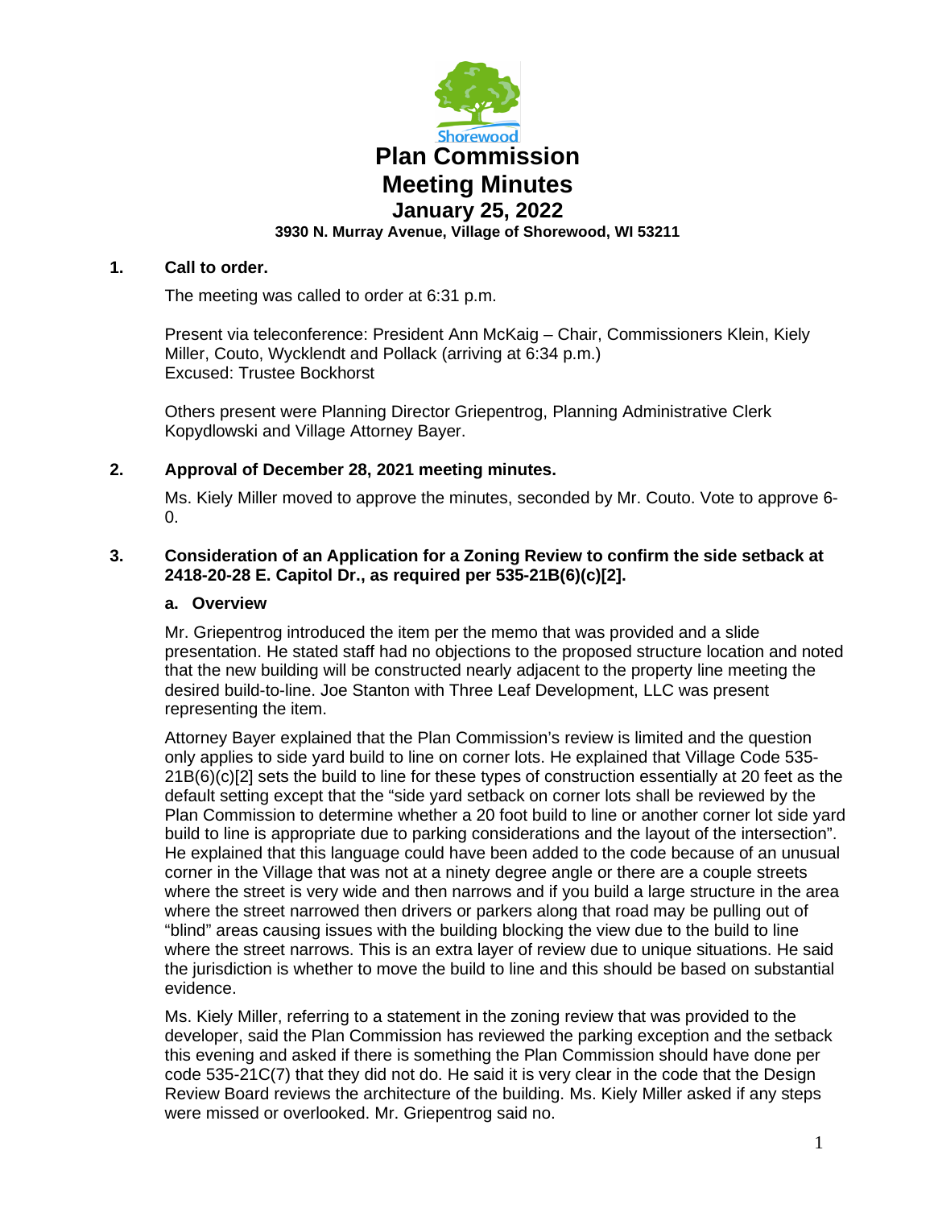# Plan Commission Meeting Minutes

## January 25, 2022

**3930 N. Murray Avenue, Village of Shorewood, WI 53211**

**1. Call to order.**

The meeting was called to order at 6:31 p.m.

Present via teleconference: President Ann McKaig – Chair, Commissioners Klein, Kiely Miller, Couto, Wycklendt and Pollack (arriving at 6:34 p.m.)
Excused: Trustee Bockhorst

Others present were Planning Director Griepentrog, Planning Administrative Clerk Kopydlowski and Village Attorney Bayer.

**2. Approval of December 28, 2021 meeting minutes.**

Ms. Kiely Miller moved to approve the minutes, seconded by Mr. Couto. Vote to approve 6-0.

**3. Consideration of an Application for a Zoning Review to confirm the side setback at 2418-20-28 E. Capitol Dr., as required per 535-21B(6)(c)[2].**

**a. Overview**

Mr. Griepentrog introduced the item per the memo that was provided and a slide presentation. He stated staff had no objections to the proposed structure location and noted that the new building will be constructed nearly adjacent to the property line meeting the desired build-to-line. Joe Stanton with Three Leaf Development, LLC was present representing the item.

Attorney Bayer explained that the Plan Commission's review is limited and the question only applies to side yard build to line on corner lots. He explained that Village Code 535-21B(6)(c)[2] sets the build to line for these types of construction essentially at 20 feet as the default setting except that the "side yard setback on corner lots shall be reviewed by the Plan Commission to determine whether a 20 foot build to line or another corner lot side yard build to line is appropriate due to parking considerations and the layout of the intersection". He explained that this language could have been added to the code because of an unusual corner in the Village that was not at a ninety degree angle or there are a couple streets where the street is very wide and then narrows and if you build a large structure in the area where the street narrowed then drivers or parkers along that road may be pulling out of "blind" areas causing issues with the building blocking the view due to the build to line where the street narrows. This is an extra layer of review due to unique situations. He said the jurisdiction is whether to move the build to line and this should be based on substantial evidence.

Ms. Kiely Miller, referring to a statement in the zoning review that was provided to the developer, said the Plan Commission has reviewed the parking exception and the setback this evening and asked if there is something the Plan Commission should have done per code 535-21C(7) that they did not do. He said it is very clear in the code that the Design Review Board reviews the architecture of the building. Ms. Kiely Miller asked if any steps were missed or overlooked. Mr. Griepentrog said no.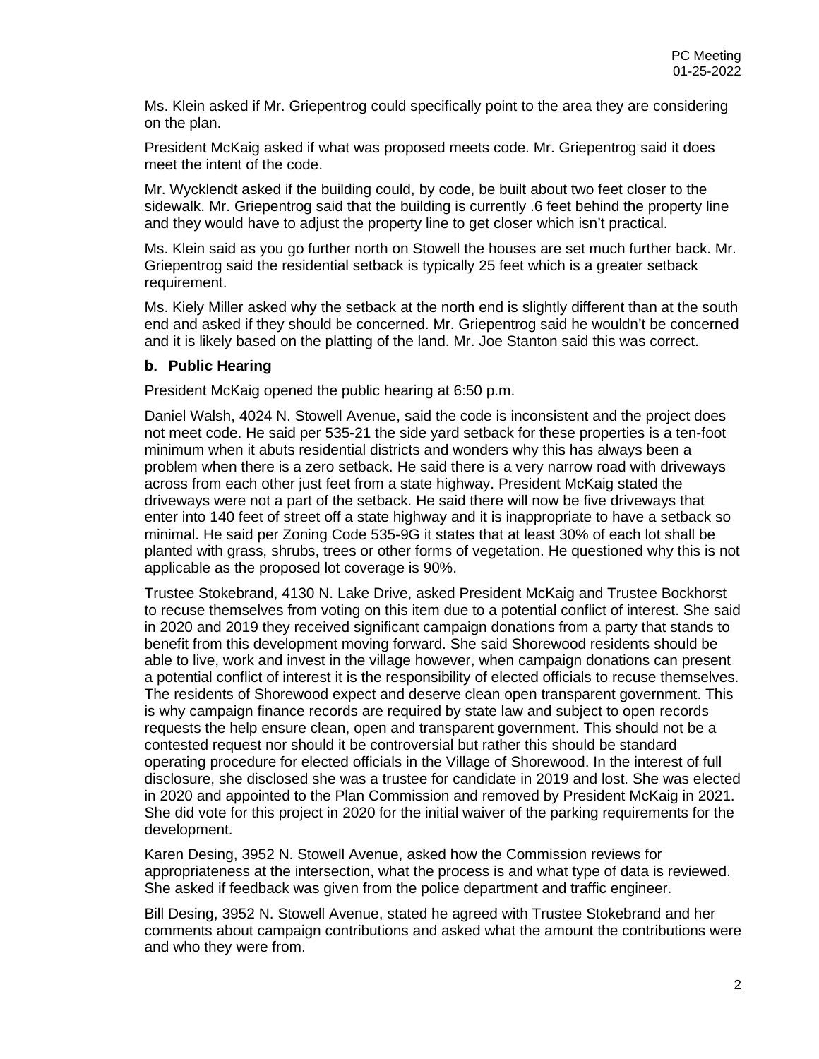Ms. Klein asked if Mr. Griepentrog could specifically point to the area they are considering on the plan.

President McKaig asked if what was proposed meets code. Mr. Griepentrog said it does meet the intent of the code.

Mr. Wycklendt asked if the building could, by code, be built about two feet closer to the sidewalk. Mr. Griepentrog said that the building is currently .6 feet behind the property line and they would have to adjust the property line to get closer which isn't practical.

Ms. Klein said as you go further north on Stowell the houses are set much further back. Mr. Griepentrog said the residential setback is typically 25 feet which is a greater setback requirement.

Ms. Kiely Miller asked why the setback at the north end is slightly different than at the south end and asked if they should be concerned. Mr. Griepentrog said he wouldn't be concerned and it is likely based on the platting of the land. Mr. Joe Stanton said this was correct.

**b. Public Hearing**

President McKaig opened the public hearing at 6:50 p.m.

Daniel Walsh, 4024 N. Stowell Avenue, said the code is inconsistent and the project does not meet code. He said per 535-21 the side yard setback for these properties is a ten-foot minimum when it abuts residential districts and wonders why this has always been a problem when there is a zero setback. He said there is a very narrow road with driveways across from each other just feet from a state highway. President McKaig stated the driveways were not a part of the setback. He said there will now be five driveways that enter into 140 feet of street off a state highway and it is inappropriate to have a setback so minimal. He said per Zoning Code 535-9G it states that at least 30% of each lot shall be planted with grass, shrubs, trees or other forms of vegetation. He questioned why this is not applicable as the proposed lot coverage is 90%.

Trustee Stokebrand, 4130 N. Lake Drive, asked President McKaig and Trustee Bockhorst to recuse themselves from voting on this item due to a potential conflict of interest. She said in 2020 and 2019 they received significant campaign donations from a party that stands to benefit from this development moving forward. She said Shorewood residents should be able to live, work and invest in the village however, when campaign donations can present a potential conflict of interest it is the responsibility of elected officials to recuse themselves. The residents of Shorewood expect and deserve clean open transparent government. This is why campaign finance records are required by state law and subject to open records requests the help ensure clean, open and transparent government. This should not be a contested request nor should it be controversial but rather this should be standard operating procedure for elected officials in the Village of Shorewood. In the interest of full disclosure, she disclosed she was a trustee for candidate in 2019 and lost. She was elected in 2020 and appointed to the Plan Commission and removed by President McKaig in 2021. She did vote for this project in 2020 for the initial waiver of the parking requirements for the development.

Karen Desing, 3952 N. Stowell Avenue, asked how the Commission reviews for appropriateness at the intersection, what the process is and what type of data is reviewed. She asked if feedback was given from the police department and traffic engineer.

Bill Desing, 3952 N. Stowell Avenue, stated he agreed with Trustee Stokebrand and her comments about campaign contributions and asked what the amount the contributions were and who they were from.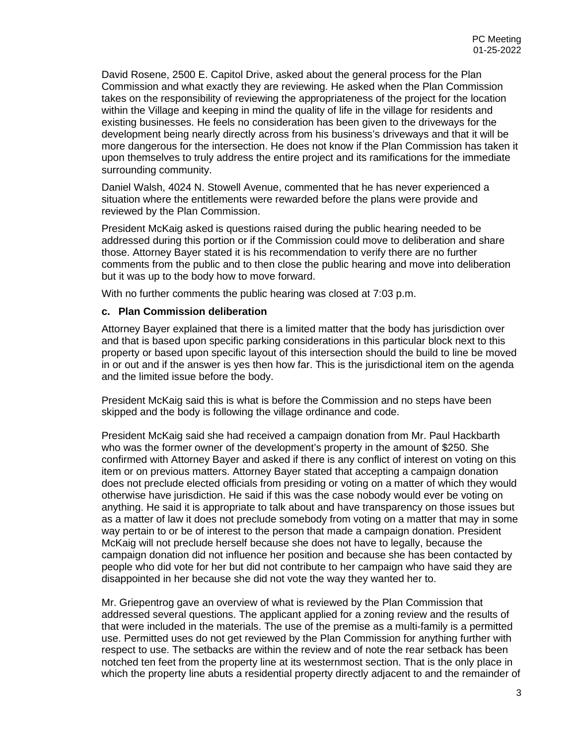David Rosene, 2500 E. Capitol Drive, asked about the general process for the Plan Commission and what exactly they are reviewing. He asked when the Plan Commission takes on the responsibility of reviewing the appropriateness of the project for the location within the Village and keeping in mind the quality of life in the village for residents and existing businesses. He feels no consideration has been given to the driveways for the development being nearly directly across from his business's driveways and that it will be more dangerous for the intersection. He does not know if the Plan Commission has taken it upon themselves to truly address the entire project and its ramifications for the immediate surrounding community.

Daniel Walsh, 4024 N. Stowell Avenue, commented that he has never experienced a situation where the entitlements were rewarded before the plans were provide and reviewed by the Plan Commission.

President McKaig asked is questions raised during the public hearing needed to be addressed during this portion or if the Commission could move to deliberation and share those. Attorney Bayer stated it is his recommendation to verify there are no further comments from the public and to then close the public hearing and move into deliberation but it was up to the body how to move forward.

With no further comments the public hearing was closed at 7:03 p.m.

**c. Plan Commission deliberation**

Attorney Bayer explained that there is a limited matter that the body has jurisdiction over and that is based upon specific parking considerations in this particular block next to this property or based upon specific layout of this intersection should the build to line be moved in or out and if the answer is yes then how far. This is the jurisdictional item on the agenda and the limited issue before the body.

President McKaig said this is what is before the Commission and no steps have been skipped and the body is following the village ordinance and code.

President McKaig said she had received a campaign donation from Mr. Paul Hackbarth who was the former owner of the development's property in the amount of $250. She confirmed with Attorney Bayer and asked if there is any conflict of interest on voting on this item or on previous matters. Attorney Bayer stated that accepting a campaign donation does not preclude elected officials from presiding or voting on a matter of which they would otherwise have jurisdiction. He said if this was the case nobody would ever be voting on anything. He said it is appropriate to talk about and have transparency on those issues but as a matter of law it does not preclude somebody from voting on a matter that may in some way pertain to or be of interest to the person that made a campaign donation. President McKaig will not preclude herself because she does not have to legally, because the campaign donation did not influence her position and because she has been contacted by people who did vote for her but did not contribute to her campaign who have said they are disappointed in her because she did not vote the way they wanted her to.

Mr. Griepentrog gave an overview of what is reviewed by the Plan Commission that addressed several questions. The applicant applied for a zoning review and the results of that were included in the materials. The use of the premise as a multi-family is a permitted use. Permitted uses do not get reviewed by the Plan Commission for anything further with respect to use. The setbacks are within the review and of note the rear setback has been notched ten feet from the property line at its westernmost section. That is the only place in which the property line abuts a residential property directly adjacent to and the remainder of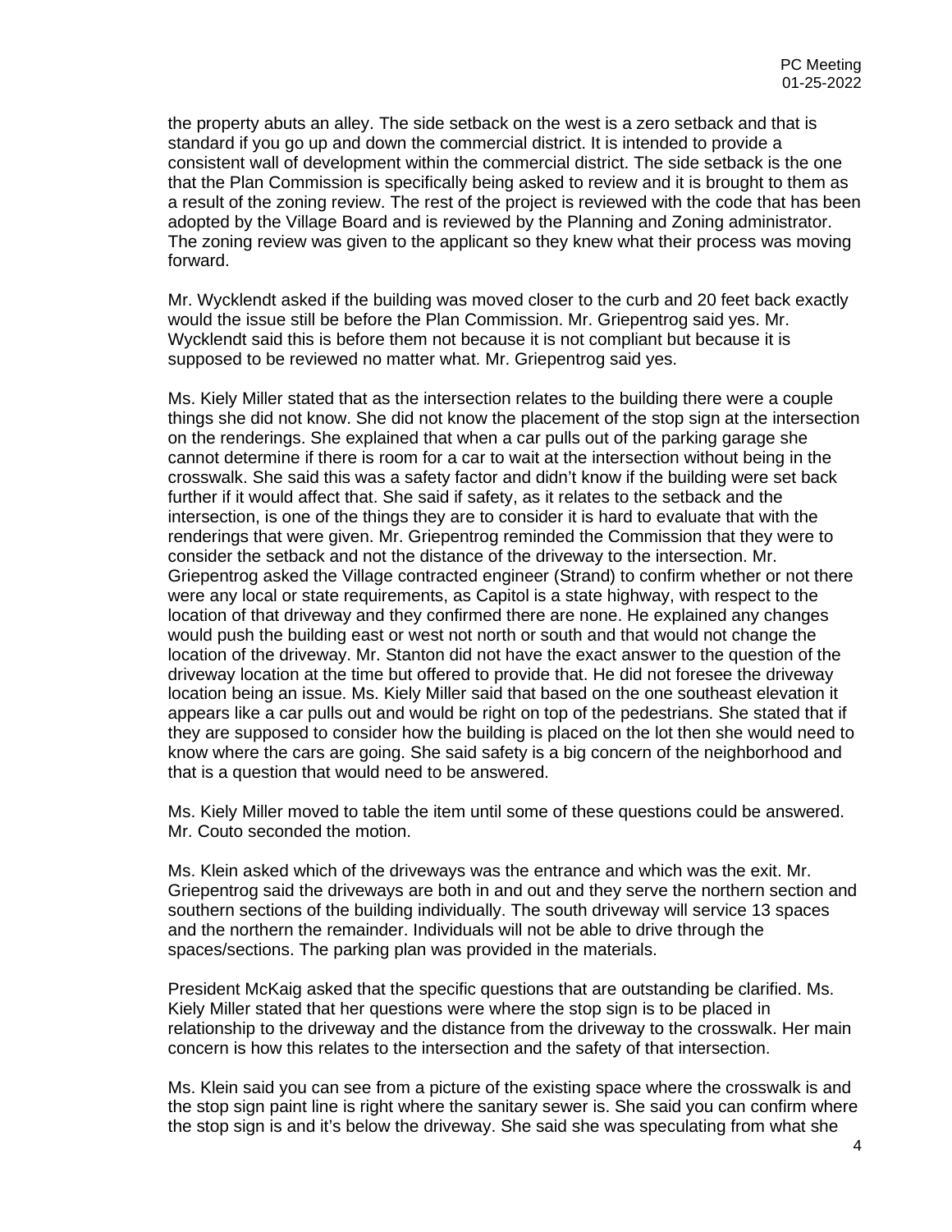the property abuts an alley. The side setback on the west is a zero setback and that is standard if you go up and down the commercial district. It is intended to provide a consistent wall of development within the commercial district. The side setback is the one that the Plan Commission is specifically being asked to review and it is brought to them as a result of the zoning review. The rest of the project is reviewed with the code that has been adopted by the Village Board and is reviewed by the Planning and Zoning administrator. The zoning review was given to the applicant so they knew what their process was moving forward.

Mr. Wycklendt asked if the building was moved closer to the curb and 20 feet back exactly would the issue still be before the Plan Commission. Mr. Griepentrog said yes. Mr. Wycklendt said this is before them not because it is not compliant but because it is supposed to be reviewed no matter what. Mr. Griepentrog said yes.

Ms. Kiely Miller stated that as the intersection relates to the building there were a couple things she did not know. She did not know the placement of the stop sign at the intersection on the renderings. She explained that when a car pulls out of the parking garage she cannot determine if there is room for a car to wait at the intersection without being in the crosswalk. She said this was a safety factor and didn't know if the building were set back further if it would affect that. She said if safety, as it relates to the setback and the intersection, is one of the things they are to consider it is hard to evaluate that with the renderings that were given. Mr. Griepentrog reminded the Commission that they were to consider the setback and not the distance of the driveway to the intersection. Mr. Griepentrog asked the Village contracted engineer (Strand) to confirm whether or not there were any local or state requirements, as Capitol is a state highway, with respect to the location of that driveway and they confirmed there are none. He explained any changes would push the building east or west not north or south and that would not change the location of the driveway. Mr. Stanton did not have the exact answer to the question of the driveway location at the time but offered to provide that. He did not foresee the driveway location being an issue. Ms. Kiely Miller said that based on the one southeast elevation it appears like a car pulls out and would be right on top of the pedestrians. She stated that if they are supposed to consider how the building is placed on the lot then she would need to know where the cars are going. She said safety is a big concern of the neighborhood and that is a question that would need to be answered.

Ms. Kiely Miller moved to table the item until some of these questions could be answered. Mr. Couto seconded the motion.

Ms. Klein asked which of the driveways was the entrance and which was the exit. Mr. Griepentrog said the driveways are both in and out and they serve the northern section and southern sections of the building individually. The south driveway will service 13 spaces and the northern the remainder. Individuals will not be able to drive through the spaces/sections. The parking plan was provided in the materials.

President McKaig asked that the specific questions that are outstanding be clarified. Ms. Kiely Miller stated that her questions were where the stop sign is to be placed in relationship to the driveway and the distance from the driveway to the crosswalk. Her main concern is how this relates to the intersection and the safety of that intersection.

Ms. Klein said you can see from a picture of the existing space where the crosswalk is and the stop sign paint line is right where the sanitary sewer is. She said you can confirm where the stop sign is and it's below the driveway. She said she was speculating from what she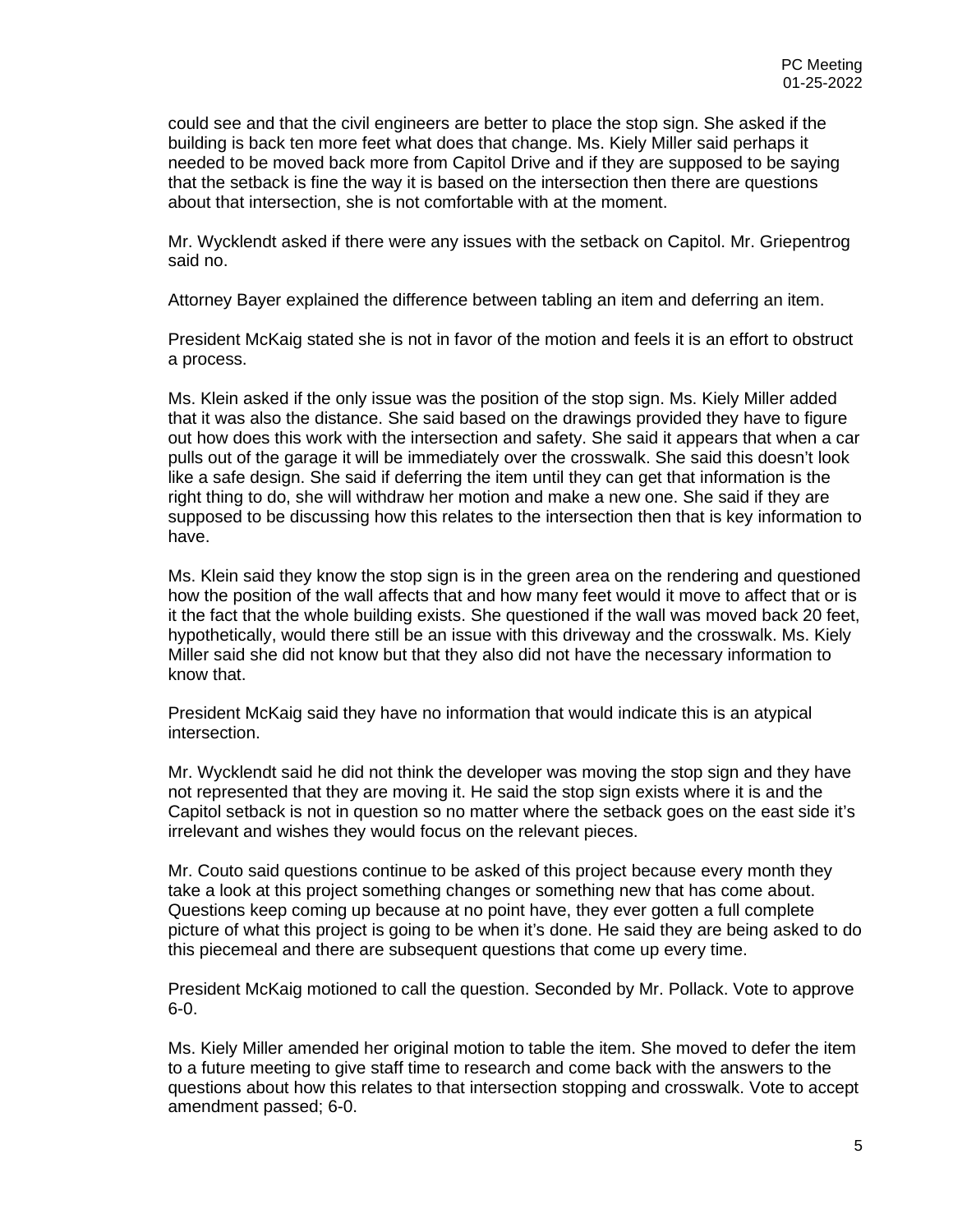could see and that the civil engineers are better to place the stop sign. She asked if the building is back ten more feet what does that change. Ms. Kiely Miller said perhaps it needed to be moved back more from Capitol Drive and if they are supposed to be saying that the setback is fine the way it is based on the intersection then there are questions about that intersection, she is not comfortable with at the moment.

Mr. Wycklendt asked if there were any issues with the setback on Capitol. Mr. Griepentrog said no.

Attorney Bayer explained the difference between tabling an item and deferring an item.

President McKaig stated she is not in favor of the motion and feels it is an effort to obstruct a process.

Ms. Klein asked if the only issue was the position of the stop sign. Ms. Kiely Miller added that it was also the distance. She said based on the drawings provided they have to figure out how does this work with the intersection and safety. She said it appears that when a car pulls out of the garage it will be immediately over the crosswalk. She said this doesn't look like a safe design. She said if deferring the item until they can get that information is the right thing to do, she will withdraw her motion and make a new one. She said if they are supposed to be discussing how this relates to the intersection then that is key information to have.

Ms. Klein said they know the stop sign is in the green area on the rendering and questioned how the position of the wall affects that and how many feet would it move to affect that or is it the fact that the whole building exists. She questioned if the wall was moved back 20 feet, hypothetically, would there still be an issue with this driveway and the crosswalk. Ms. Kiely Miller said she did not know but that they also did not have the necessary information to know that.

President McKaig said they have no information that would indicate this is an atypical intersection.

Mr. Wycklendt said he did not think the developer was moving the stop sign and they have not represented that they are moving it. He said the stop sign exists where it is and the Capitol setback is not in question so no matter where the setback goes on the east side it's irrelevant and wishes they would focus on the relevant pieces.

Mr. Couto said questions continue to be asked of this project because every month they take a look at this project something changes or something new that has come about. Questions keep coming up because at no point have, they ever gotten a full complete picture of what this project is going to be when it's done. He said they are being asked to do this piecemeal and there are subsequent questions that come up every time.

President McKaig motioned to call the question. Seconded by Mr. Pollack. Vote to approve 6-0.

Ms. Kiely Miller amended her original motion to table the item. She moved to defer the item to a future meeting to give staff time to research and come back with the answers to the questions about how this relates to that intersection stopping and crosswalk. Vote to accept amendment passed; 6-0.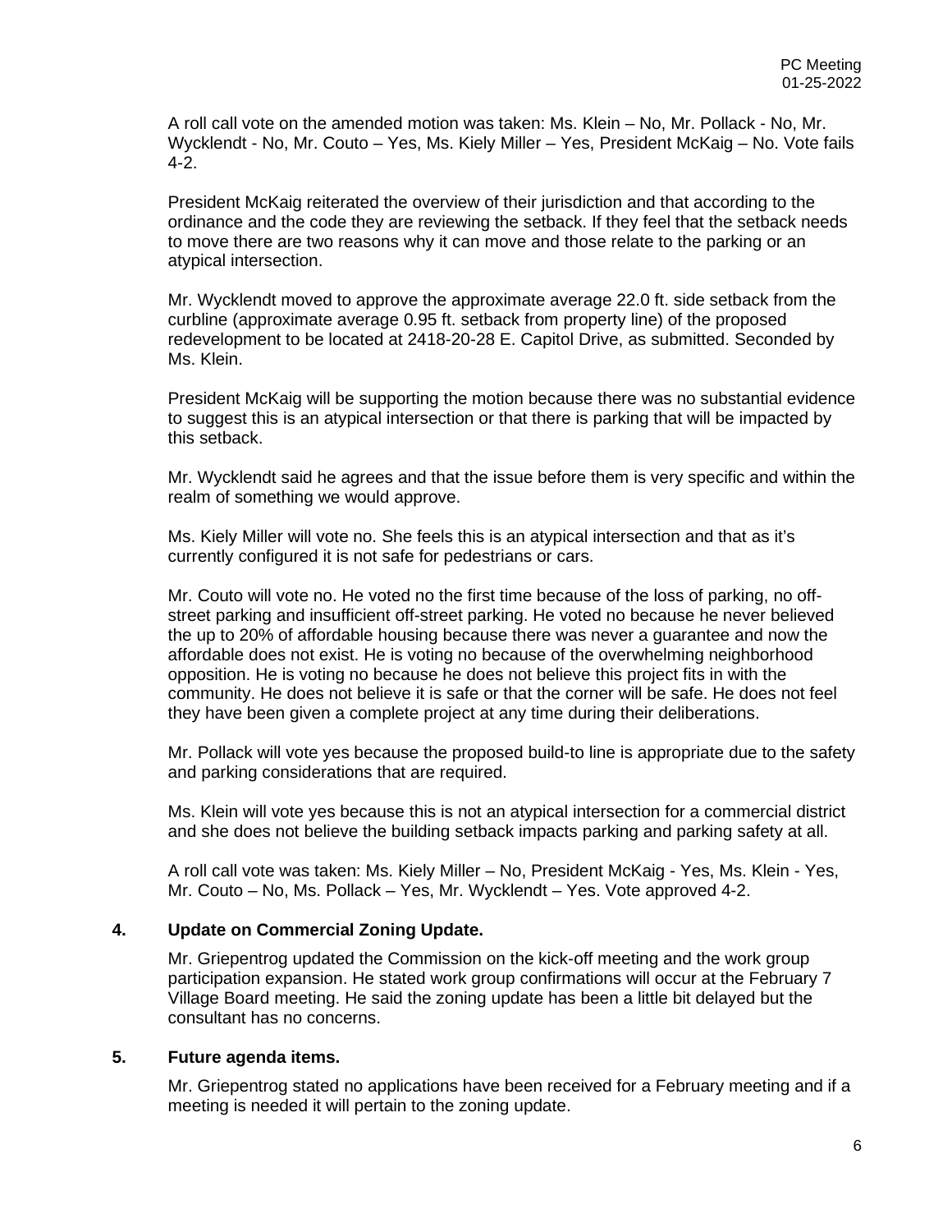A roll call vote on the amended motion was taken: Ms. Klein – No, Mr. Pollack - No, Mr. Wycklendt - No, Mr. Couto – Yes, Ms. Kiely Miller – Yes, President McKaig – No. Vote fails 4-2.

President McKaig reiterated the overview of their jurisdiction and that according to the ordinance and the code they are reviewing the setback. If they feel that the setback needs to move there are two reasons why it can move and those relate to the parking or an atypical intersection.

Mr. Wycklendt moved to approve the approximate average 22.0 ft. side setback from the curbline (approximate average 0.95 ft. setback from property line) of the proposed redevelopment to be located at 2418-20-28 E. Capitol Drive, as submitted. Seconded by Ms. Klein.

President McKaig will be supporting the motion because there was no substantial evidence to suggest this is an atypical intersection or that there is parking that will be impacted by this setback.

Mr. Wycklendt said he agrees and that the issue before them is very specific and within the realm of something we would approve.

Ms. Kiely Miller will vote no. She feels this is an atypical intersection and that as it's currently configured it is not safe for pedestrians or cars.

Mr. Couto will vote no. He voted no the first time because of the loss of parking, no off-street parking and insufficient off-street parking. He voted no because he never believed the up to 20% of affordable housing because there was never a guarantee and now the affordable does not exist. He is voting no because of the overwhelming neighborhood opposition. He is voting no because he does not believe this project fits in with the community. He does not believe it is safe or that the corner will be safe. He does not feel they have been given a complete project at any time during their deliberations.

Mr. Pollack will vote yes because the proposed build-to line is appropriate due to the safety and parking considerations that are required.

Ms. Klein will vote yes because this is not an atypical intersection for a commercial district and she does not believe the building setback impacts parking and parking safety at all.

A roll call vote was taken: Ms. Kiely Miller – No, President McKaig - Yes, Ms. Klein - Yes, Mr. Couto – No, Ms. Pollack – Yes, Mr. Wycklendt – Yes. Vote approved 4-2.

## 4. Update on Commercial Zoning Update.

Mr. Griepentrog updated the Commission on the kick-off meeting and the work group participation expansion. He stated work group confirmations will occur at the February 7 Village Board meeting. He said the zoning update has been a little bit delayed but the consultant has no concerns.

## 5. Future agenda items.

Mr. Griepentrog stated no applications have been received for a February meeting and if a meeting is needed it will pertain to the zoning update.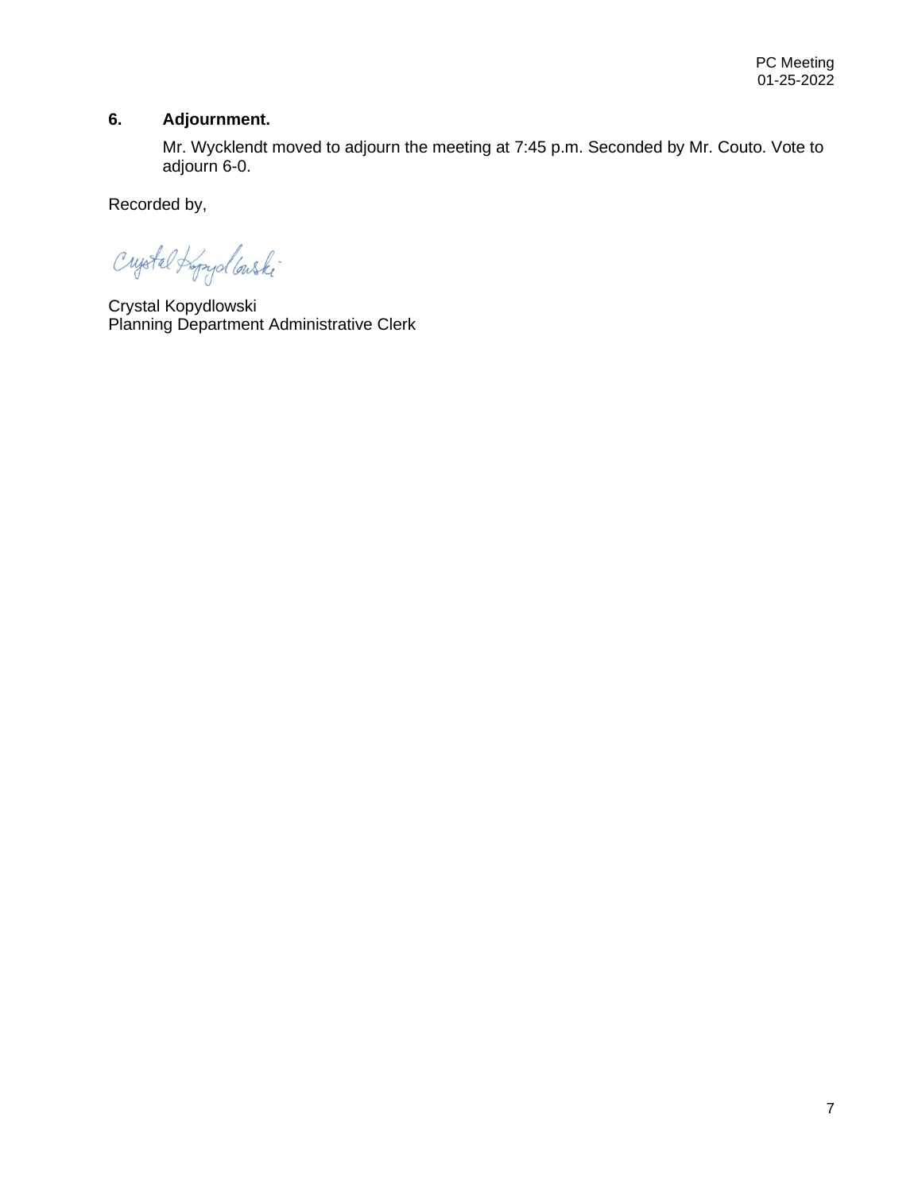## 6. Adjournment.

Mr. Wycklendt moved to adjourn the meeting at 7:45 p.m. Seconded by Mr. Couto. Vote to adjourn 6-0.

Recorded by,

Crystal Kopydlowski

Crystal Kopydlowski
Planning Department Administrative Clerk